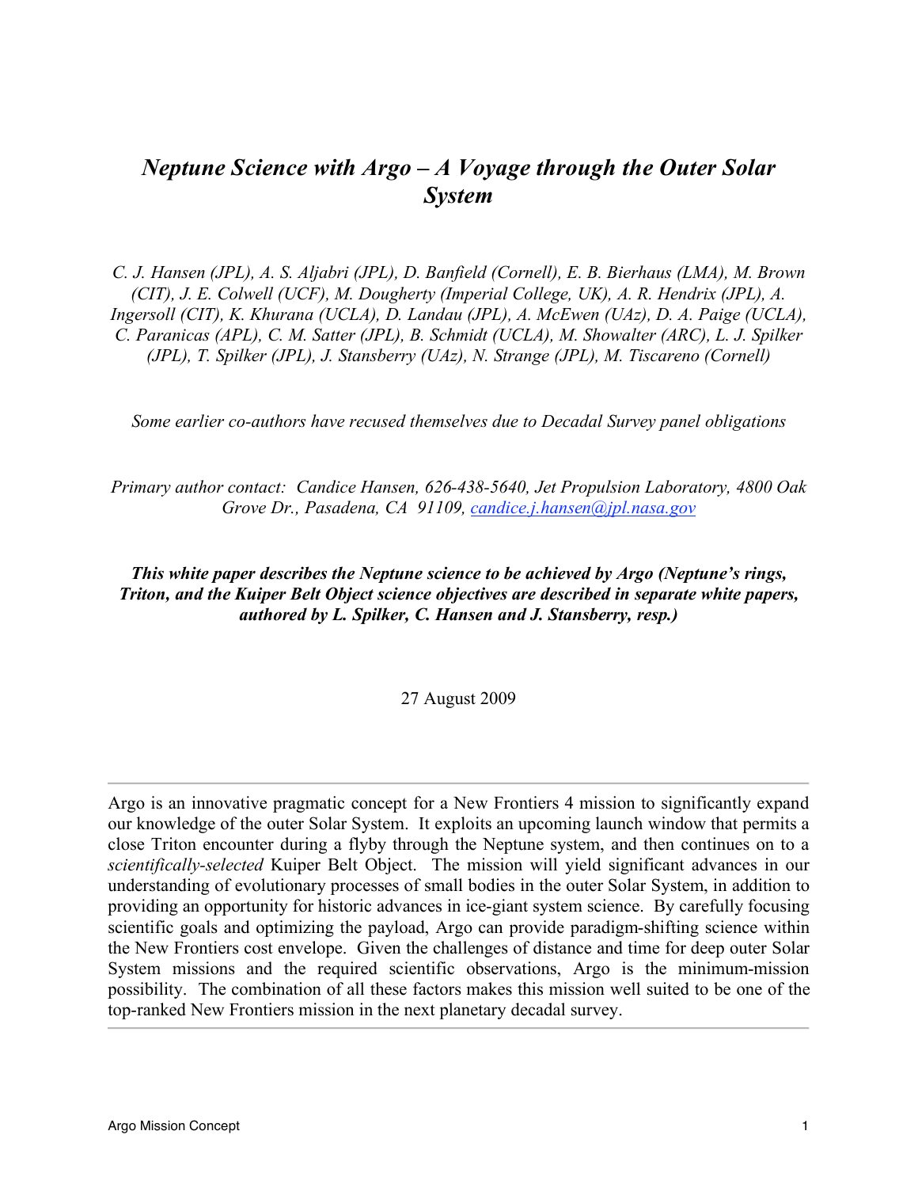# *Neptune Science with Argo – A Voyage through the Outer Solar System*

*C. J. Hansen (JPL), A. S. Aljabri (JPL), D. Banfield (Cornell), E. B. Bierhaus (LMA), M. Brown (CIT), J. E. Colwell (UCF), M. Dougherty (Imperial College, UK), A. R. Hendrix (JPL), A. Ingersoll (CIT), K. Khurana (UCLA), D. Landau (JPL), A. McEwen (UAz), D. A. Paige (UCLA), C. Paranicas (APL), C. M. Satter (JPL), B. Schmidt (UCLA), M. Showalter (ARC), L. J. Spilker (JPL), T. Spilker (JPL), J. Stansberry (UAz), N. Strange (JPL), M. Tiscareno (Cornell)*

*Some earlier co-authors have recused themselves due to Decadal Survey panel obligations*

*Primary author contact: Candice Hansen, 626-438-5640, Jet Propulsion Laboratory, 4800 Oak Grove Dr., Pasadena, CA 91109, candice.j.hansen@jpl.nasa.gov*

***This white paper describes the Neptune science to be achieved by Argo (Neptune's rings, Triton, and the Kuiper Belt Object science objectives are described in separate white papers, authored by L. Spilker, C. Hansen and J. Stansberry, resp.)***

27 August 2009

---

Argo is an innovative pragmatic concept for a New Frontiers 4 mission to significantly expand our knowledge of the outer Solar System. It exploits an upcoming launch window that permits a close Triton encounter during a flyby through the Neptune system, and then continues on to a *scientifically-selected* Kuiper Belt Object. The mission will yield significant advances in our understanding of evolutionary processes of small bodies in the outer Solar System, in addition to providing an opportunity for historic advances in ice-giant system science. By carefully focusing scientific goals and optimizing the payload, Argo can provide paradigm-shifting science within the New Frontiers cost envelope. Given the challenges of distance and time for deep outer Solar System missions and the required scientific observations, Argo is the minimum-mission possibility. The combination of all these factors makes this mission well suited to be one of the top-ranked New Frontiers mission in the next planetary decadal survey.

---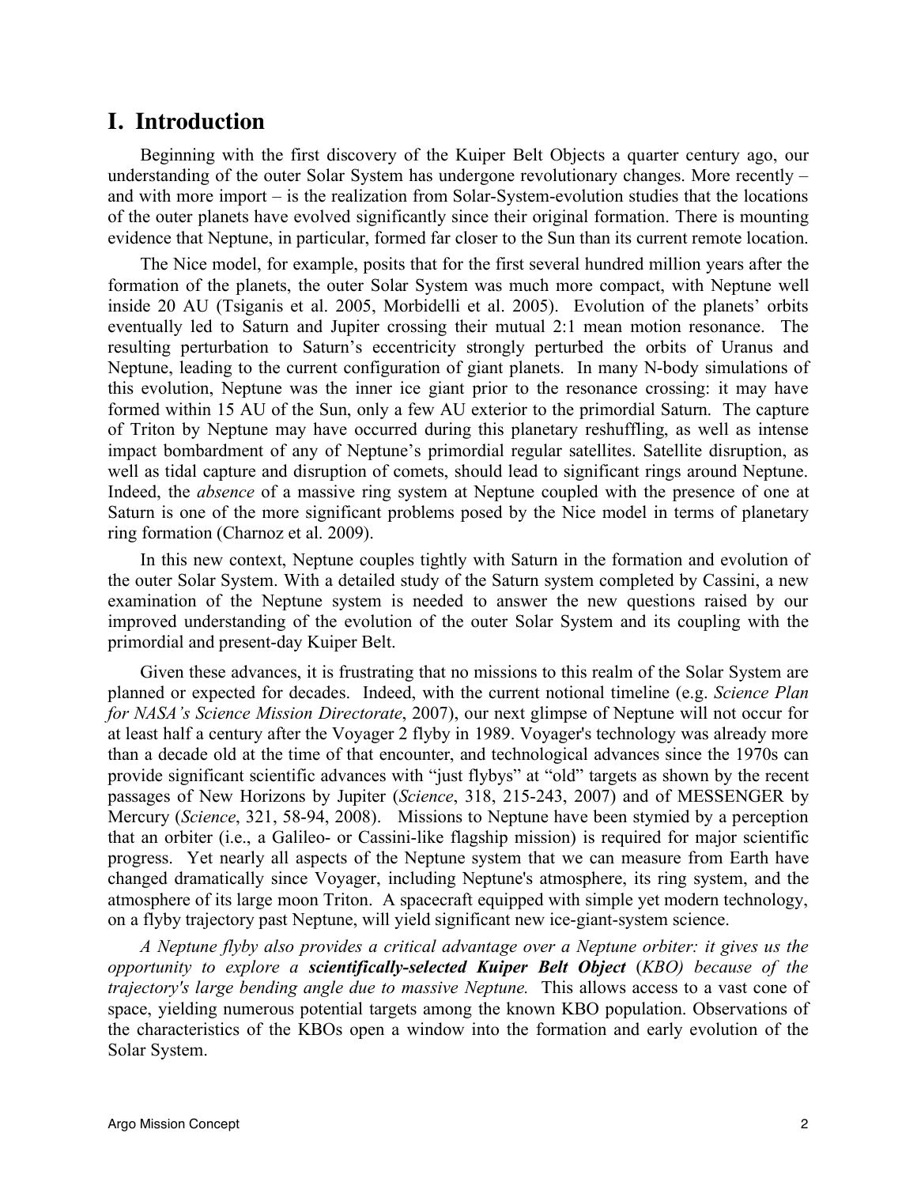# I. Introduction

Beginning with the first discovery of the Kuiper Belt Objects a quarter century ago, our understanding of the outer Solar System has undergone revolutionary changes. More recently – and with more import – is the realization from Solar-System-evolution studies that the locations of the outer planets have evolved significantly since their original formation. There is mounting evidence that Neptune, in particular, formed far closer to the Sun than its current remote location.

The Nice model, for example, posits that for the first several hundred million years after the formation of the planets, the outer Solar System was much more compact, with Neptune well inside 20 AU (Tsiganis et al. 2005, Morbidelli et al. 2005). Evolution of the planets' orbits eventually led to Saturn and Jupiter crossing their mutual 2:1 mean motion resonance. The resulting perturbation to Saturn's eccentricity strongly perturbed the orbits of Uranus and Neptune, leading to the current configuration of giant planets. In many N-body simulations of this evolution, Neptune was the inner ice giant prior to the resonance crossing: it may have formed within 15 AU of the Sun, only a few AU exterior to the primordial Saturn. The capture of Triton by Neptune may have occurred during this planetary reshuffling, as well as intense impact bombardment of any of Neptune's primordial regular satellites. Satellite disruption, as well as tidal capture and disruption of comets, should lead to significant rings around Neptune. Indeed, the *absence* of a massive ring system at Neptune coupled with the presence of one at Saturn is one of the more significant problems posed by the Nice model in terms of planetary ring formation (Charnoz et al. 2009).

In this new context, Neptune couples tightly with Saturn in the formation and evolution of the outer Solar System. With a detailed study of the Saturn system completed by Cassini, a new examination of the Neptune system is needed to answer the new questions raised by our improved understanding of the evolution of the outer Solar System and its coupling with the primordial and present-day Kuiper Belt.

Given these advances, it is frustrating that no missions to this realm of the Solar System are planned or expected for decades. Indeed, with the current notional timeline (e.g. *Science Plan for NASA's Science Mission Directorate*, 2007), our next glimpse of Neptune will not occur for at least half a century after the Voyager 2 flyby in 1989. Voyager's technology was already more than a decade old at the time of that encounter, and technological advances since the 1970s can provide significant scientific advances with "just flybys" at "old" targets as shown by the recent passages of New Horizons by Jupiter (*Science*, 318, 215-243, 2007) and of MESSENGER by Mercury (*Science*, 321, 58-94, 2008). Missions to Neptune have been stymied by a perception that an orbiter (i.e., a Galileo- or Cassini-like flagship mission) is required for major scientific progress. Yet nearly all aspects of the Neptune system that we can measure from Earth have changed dramatically since Voyager, including Neptune's atmosphere, its ring system, and the atmosphere of its large moon Triton. A spacecraft equipped with simple yet modern technology, on a flyby trajectory past Neptune, will yield significant new ice-giant-system science.

*A Neptune flyby also provides a critical advantage over a Neptune orbiter: it gives us the opportunity to explore a* ***scientifically-selected Kuiper Belt Object*** *(KBO) because of the trajectory's large bending angle due to massive Neptune.* This allows access to a vast cone of space, yielding numerous potential targets among the known KBO population. Observations of the characteristics of the KBOs open a window into the formation and early evolution of the Solar System.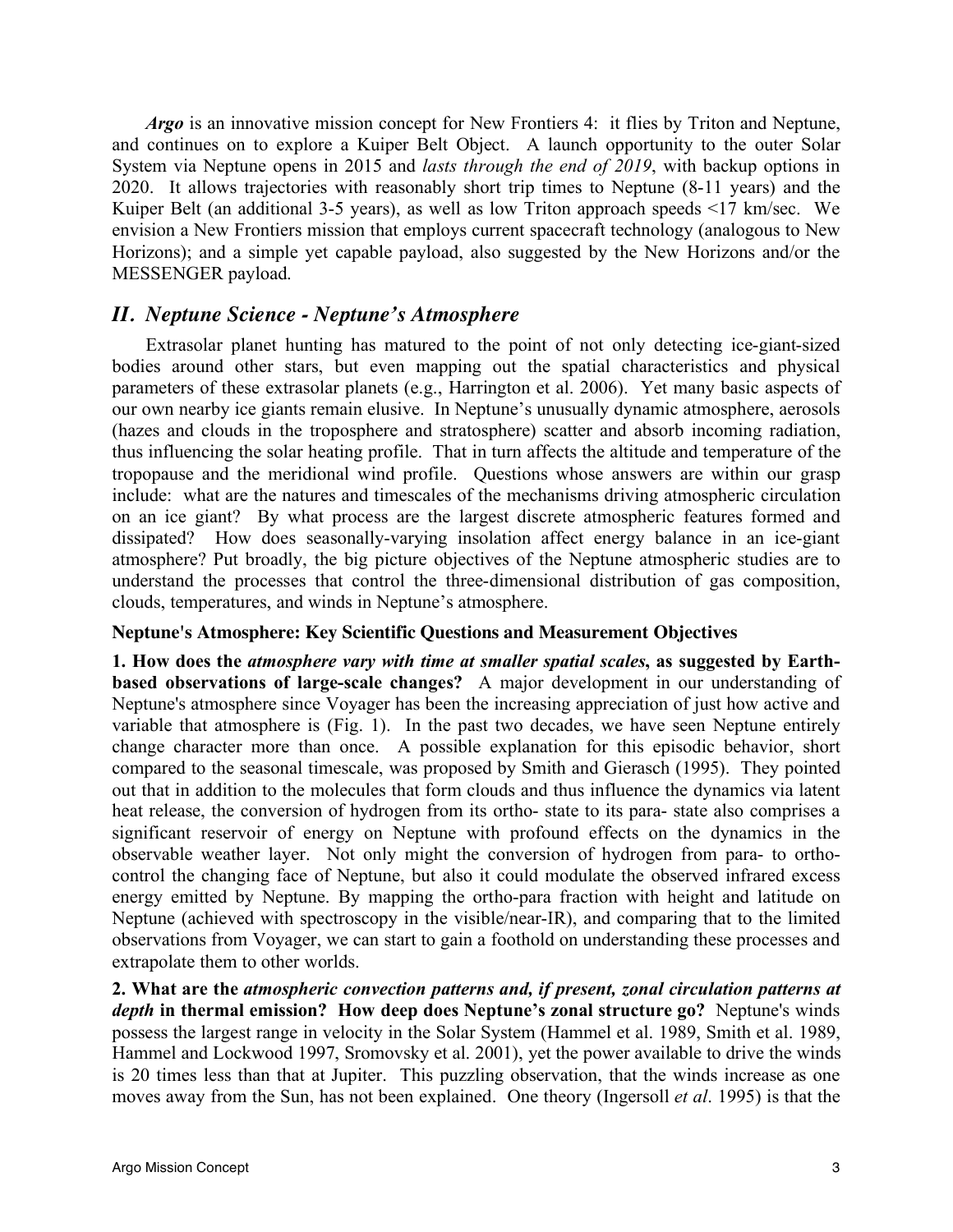***Argo*** is an innovative mission concept for New Frontiers 4: it flies by Triton and Neptune, and continues on to explore a Kuiper Belt Object. A launch opportunity to the outer Solar System via Neptune opens in 2015 and *lasts through the end of 2019*, with backup options in 2020. It allows trajectories with reasonably short trip times to Neptune (8-11 years) and the Kuiper Belt (an additional 3-5 years), as well as low Triton approach speeds <17 km/sec. We envision a New Frontiers mission that employs current spacecraft technology (analogous to New Horizons); and a simple yet capable payload, also suggested by the New Horizons and/or the MESSENGER payload.

## *II. Neptune Science - Neptune's Atmosphere*

Extrasolar planet hunting has matured to the point of not only detecting ice-giant-sized bodies around other stars, but even mapping out the spatial characteristics and physical parameters of these extrasolar planets (e.g., Harrington et al. 2006). Yet many basic aspects of our own nearby ice giants remain elusive. In Neptune's unusually dynamic atmosphere, aerosols (hazes and clouds in the troposphere and stratosphere) scatter and absorb incoming radiation, thus influencing the solar heating profile. That in turn affects the altitude and temperature of the tropopause and the meridional wind profile. Questions whose answers are within our grasp include: what are the natures and timescales of the mechanisms driving atmospheric circulation on an ice giant? By what process are the largest discrete atmospheric features formed and dissipated? How does seasonally-varying insolation affect energy balance in an ice-giant atmosphere? Put broadly, the big picture objectives of the Neptune atmospheric studies are to understand the processes that control the three-dimensional distribution of gas composition, clouds, temperatures, and winds in Neptune's atmosphere.

**Neptune's Atmosphere: Key Scientific Questions and Measurement Objectives**

**1. How does the *atmosphere vary with time at smaller spatial scales*, as suggested by Earth-based observations of large-scale changes?** A major development in our understanding of Neptune's atmosphere since Voyager has been the increasing appreciation of just how active and variable that atmosphere is (Fig. 1). In the past two decades, we have seen Neptune entirely change character more than once. A possible explanation for this episodic behavior, short compared to the seasonal timescale, was proposed by Smith and Gierasch (1995). They pointed out that in addition to the molecules that form clouds and thus influence the dynamics via latent heat release, the conversion of hydrogen from its ortho- state to its para- state also comprises a significant reservoir of energy on Neptune with profound effects on the dynamics in the observable weather layer. Not only might the conversion of hydrogen from para- to ortho- control the changing face of Neptune, but also it could modulate the observed infrared excess energy emitted by Neptune. By mapping the ortho-para fraction with height and latitude on Neptune (achieved with spectroscopy in the visible/near-IR), and comparing that to the limited observations from Voyager, we can start to gain a foothold on understanding these processes and extrapolate them to other worlds.

**2. What are the *atmospheric convection patterns and, if present, zonal circulation patterns at depth* in thermal emission? How deep does Neptune's zonal structure go?** Neptune's winds possess the largest range in velocity in the Solar System (Hammel et al. 1989, Smith et al. 1989, Hammel and Lockwood 1997, Sromovsky et al. 2001), yet the power available to drive the winds is 20 times less than that at Jupiter. This puzzling observation, that the winds increase as one moves away from the Sun, has not been explained. One theory (Ingersoll *et al*. 1995) is that the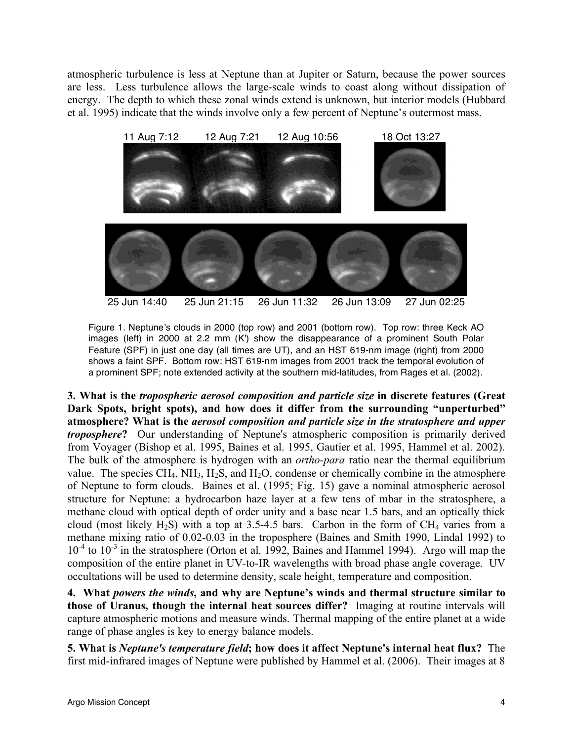atmospheric turbulence is less at Neptune than at Jupiter or Saturn, because the power sources are less. Less turbulence allows the large-scale winds to coast along without dissipation of energy. The depth to which these zonal winds extend is unknown, but interior models (Hubbard et al. 1995) indicate that the winds involve only a few percent of Neptune's outermost mass.

Figure 1. Neptune's clouds in 2000 (top row) and 2001 (bottom row). Top row: three Keck AO images (left) in 2000 at 2.2 mm (K') show the disappearance of a prominent South Polar Feature (SPF) in just one day (all times are UT), and an HST 619-nm image (right) from 2000 shows a faint SPF. Bottom row: HST 619-nm images from 2001 track the temporal evolution of a prominent SPF; note extended activity at the southern mid-latitudes, from Rages et al. (2002).

**3. What is the *tropospheric aerosol composition and particle size* in discrete features (Great Dark Spots, bright spots), and how does it differ from the surrounding "unperturbed" atmosphere? What is the *aerosol composition and particle size in the stratosphere and upper troposphere*?** Our understanding of Neptune's atmospheric composition is primarily derived from Voyager (Bishop et al. 1995, Baines et al. 1995, Gautier et al. 1995, Hammel et al. 2002). The bulk of the atmosphere is hydrogen with an *ortho-para* ratio near the thermal equilibrium value. The species $CH_4$, $NH_3$, $H_2S$, and $H_2O$, condense or chemically combine in the atmosphere of Neptune to form clouds. Baines et al. (1995; Fig. 15) gave a nominal atmospheric aerosol structure for Neptune: a hydrocarbon haze layer at a few tens of mbar in the stratosphere, a methane cloud with optical depth of order unity and a base near 1.5 bars, and an optically thick cloud (most likely $H_2S$) with a top at 3.5-4.5 bars. Carbon in the form of $CH_4$ varies from a methane mixing ratio of 0.02-0.03 in the troposphere (Baines and Smith 1990, Lindal 1992) to $10^{-4}$ to $10^{-3}$ in the stratosphere (Orton et al. 1992, Baines and Hammel 1994). Argo will map the composition of the entire planet in UV-to-IR wavelengths with broad phase angle coverage. UV occultations will be used to determine density, scale height, temperature and composition.

**4. What *powers the winds*, and why are Neptune's winds and thermal structure similar to those of Uranus, though the internal heat sources differ?** Imaging at routine intervals will capture atmospheric motions and measure winds. Thermal mapping of the entire planet at a wide range of phase angles is key to energy balance models.

**5. What is *Neptune's temperature field*; how does it affect Neptune's internal heat flux?** The first mid-infrared images of Neptune were published by Hammel et al. (2006). Their images at 8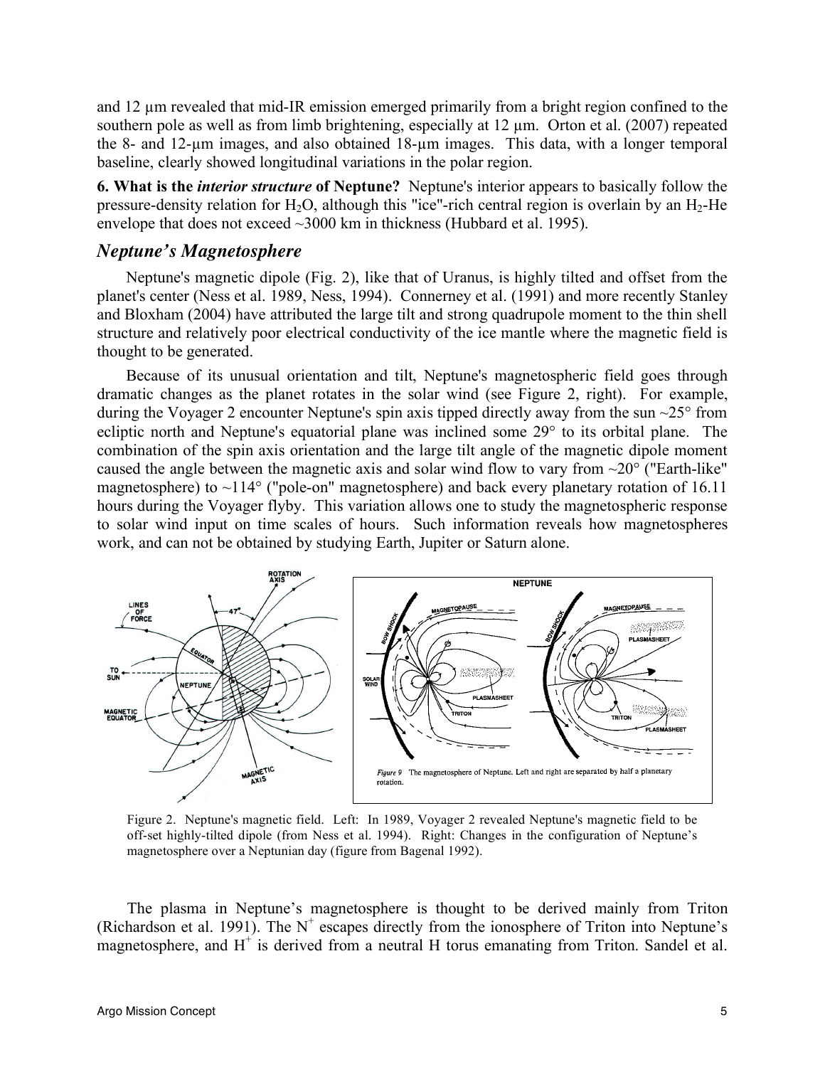and 12 μm revealed that mid-IR emission emerged primarily from a bright region confined to the southern pole as well as from limb brightening, especially at 12 μm. Orton et al. (2007) repeated the 8- and 12-μm images, and also obtained 18-μm images. This data, with a longer temporal baseline, clearly showed longitudinal variations in the polar region.

**6. What is the *interior structure* of Neptune?** Neptune's interior appears to basically follow the pressure-density relation for $H_2O$, although this "ice"-rich central region is overlain by an $H_2$-He envelope that does not exceed ~3000 km in thickness (Hubbard et al. 1995).

## *Neptune's Magnetosphere*

Neptune's magnetic dipole (Fig. 2), like that of Uranus, is highly tilted and offset from the planet's center (Ness et al. 1989, Ness, 1994). Connerney et al. (1991) and more recently Stanley and Bloxham (2004) have attributed the large tilt and strong quadrupole moment to the thin shell structure and relatively poor electrical conductivity of the ice mantle where the magnetic field is thought to be generated.

Because of its unusual orientation and tilt, Neptune's magnetospheric field goes through dramatic changes as the planet rotates in the solar wind (see Figure 2, right). For example, during the Voyager 2 encounter Neptune's spin axis tipped directly away from the sun ~25° from ecliptic north and Neptune's equatorial plane was inclined some 29° to its orbital plane. The combination of the spin axis orientation and the large tilt angle of the magnetic dipole moment caused the angle between the magnetic axis and solar wind flow to vary from ~20° ("Earth-like" magnetosphere) to ~114° ("pole-on" magnetosphere) and back every planetary rotation of 16.11 hours during the Voyager flyby. This variation allows one to study the magnetospheric response to solar wind input on time scales of hours. Such information reveals how magnetospheres work, and can not be obtained by studying Earth, Jupiter or Saturn alone.

*Figure 9* The magnetosphere of Neptune. Left and right are separated by half a planetary rotation.

Figure 2. Neptune's magnetic field. Left: In 1989, Voyager 2 revealed Neptune's magnetic field to be off-set highly-tilted dipole (from Ness et al. 1994). Right: Changes in the configuration of Neptune's magnetosphere over a Neptunian day (figure from Bagenal 1992).

The plasma in Neptune's magnetosphere is thought to be derived mainly from Triton (Richardson et al. 1991). The $N^+$ escapes directly from the ionosphere of Triton into Neptune's magnetosphere, and $H^+$ is derived from a neutral H torus emanating from Triton. Sandel et al.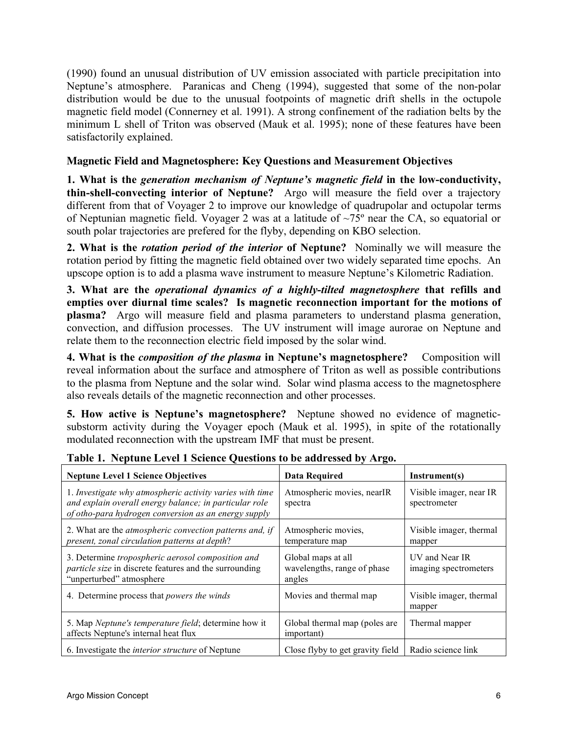(1990) found an unusual distribution of UV emission associated with particle precipitation into Neptune's atmosphere. Paranicas and Cheng (1994), suggested that some of the non-polar distribution would be due to the unusual footpoints of magnetic drift shells in the octupole magnetic field model (Connerney et al. 1991). A strong confinement of the radiation belts by the minimum L shell of Triton was observed (Mauk et al. 1995); none of these features have been satisfactorily explained.

### Magnetic Field and Magnetosphere: Key Questions and Measurement Objectives

**1. What is the *generation mechanism of Neptune's magnetic field* in the low-conductivity, thin-shell-convecting interior of Neptune?** Argo will measure the field over a trajectory different from that of Voyager 2 to improve our knowledge of quadrupolar and octupolar terms of Neptunian magnetic field. Voyager 2 was at a latitude of ~75º near the CA, so equatorial or south polar trajectories are prefered for the flyby, depending on KBO selection.

**2. What is the *rotation period of the interior* of Neptune?** Nominally we will measure the rotation period by fitting the magnetic field obtained over two widely separated time epochs. An upscope option is to add a plasma wave instrument to measure Neptune's Kilometric Radiation.

**3. What are the *operational dynamics of a highly-tilted magnetosphere* that refills and empties over diurnal time scales? Is magnetic reconnection important for the motions of plasma?** Argo will measure field and plasma parameters to understand plasma generation, convection, and diffusion processes. The UV instrument will image aurorae on Neptune and relate them to the reconnection electric field imposed by the solar wind.

**4. What is the *composition of the plasma* in Neptune's magnetosphere?** Composition will reveal information about the surface and atmosphere of Triton as well as possible contributions to the plasma from Neptune and the solar wind. Solar wind plasma access to the magnetosphere also reveals details of the magnetic reconnection and other processes.

**5. How active is Neptune's magnetosphere?** Neptune showed no evidence of magnetic-substorm activity during the Voyager epoch (Mauk et al. 1995), in spite of the rotationally modulated reconnection with the upstream IMF that must be present.

**Table 1. Neptune Level 1 Science Questions to be addressed by Argo.**

| Neptune Level 1 Science Objectives | Data Required | Instrument(s) |
|---|---|---|
| 1. *Investigate why atmospheric activity varies with time and explain overall energy balance; in particular role of otho-para hydrogen conversion as an energy supply* | Atmospheric movies, nearIR spectra | Visible imager, near IR spectrometer |
| 2. What are the *atmospheric convection patterns and, if present, zonal circulation patterns at depth*? | Atmospheric movies, temperature map | Visible imager, thermal mapper |
| 3. Determine *tropospheric aerosol composition and particle size* in discrete features and the surrounding "unperturbed" atmosphere | Global maps at all wavelengths, range of phase angles | UV and Near IR imaging spectrometers |
| 4. Determine process that *powers the winds* | Movies and thermal map | Visible imager, thermal mapper |
| 5. Map *Neptune's temperature field*; determine how it affects Neptune's internal heat flux | Global thermal map (poles are important) | Thermal mapper |
| 6. Investigate the *interior structure* of Neptune | Close flyby to get gravity field | Radio science link |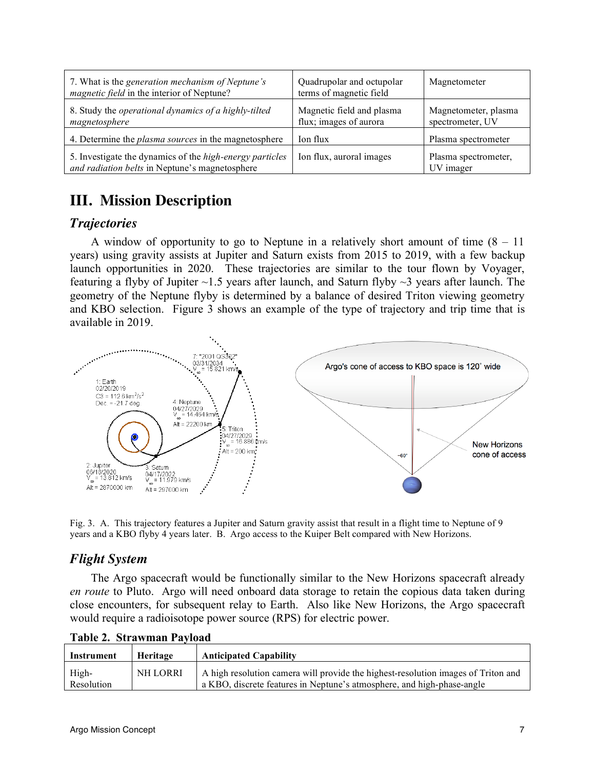| | | |
|---|---|---|
| 7. What is the *generation mechanism of Neptune's magnetic field* in the interior of Neptune? | Quadrupolar and octupolar terms of magnetic field | Magnetometer |
| 8. Study the *operational dynamics of a highly-tilted magnetosphere* | Magnetic field and plasma flux; images of aurora | Magnetometer, plasma spectrometer, UV |
| 4. Determine the *plasma sources* in the magnetosphere | Ion flux | Plasma spectrometer |
| 5. Investigate the dynamics of the *high-energy particles and radiation belts* in Neptune's magnetosphere | Ion flux, auroral images | Plasma spectrometer, UV imager |

# III. Mission Description

## *Trajectories*

A window of opportunity to go to Neptune in a relatively short amount of time (8 – 11 years) using gravity assists at Jupiter and Saturn exists from 2015 to 2019, with a few backup launch opportunities in 2020. These trajectories are similar to the tour flown by Voyager, featuring a flyby of Jupiter ~1.5 years after launch, and Saturn flyby ~3 years after launch. The geometry of the Neptune flyby is determined by a balance of desired Triton viewing geometry and KBO selection. Figure 3 shows an example of the type of trajectory and trip time that is available in 2019.

Fig. 3. A. This trajectory features a Jupiter and Saturn gravity assist that result in a flight time to Neptune of 9 years and a KBO flyby 4 years later. B. Argo access to the Kuiper Belt compared with New Horizons.

## *Flight System*

The Argo spacecraft would be functionally similar to the New Horizons spacecraft already *en route* to Pluto. Argo will need onboard data storage to retain the copious data taken during close encounters, for subsequent relay to Earth. Also like New Horizons, the Argo spacecraft would require a radioisotope power source (RPS) for electric power.

**Table 2. Strawman Payload**

| Instrument | Heritage | Anticipated Capability |
|---|---|---|
| High-Resolution | NH LORRI | A high resolution camera will provide the highest-resolution images of Triton and a KBO, discrete features in Neptune's atmosphere, and high-phase-angle |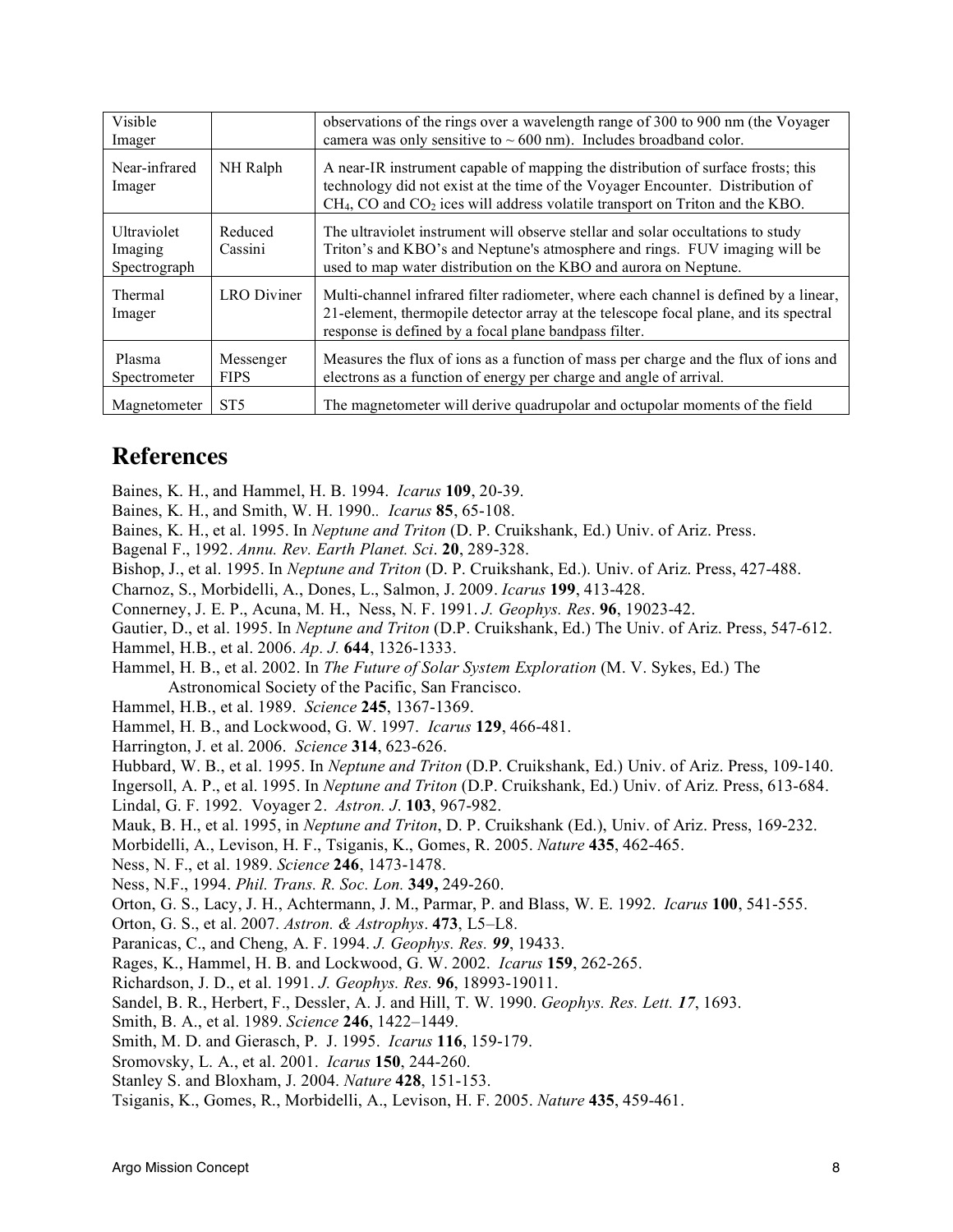| | | |
|---|---|---|
| Visible Imager | | observations of the rings over a wavelength range of 300 to 900 nm (the Voyager camera was only sensitive to ~ 600 nm). Includes broadband color. |
| Near-infrared Imager | NH Ralph | A near-IR instrument capable of mapping the distribution of surface frosts; this technology did not exist at the time of the Voyager Encounter. Distribution of $CH_4$, CO and $CO_2$ ices will address volatile transport on Triton and the KBO. |
| Ultraviolet Imaging Spectrograph | Reduced Cassini | The ultraviolet instrument will observe stellar and solar occultations to study Triton's and KBO's and Neptune's atmosphere and rings. FUV imaging will be used to map water distribution on the KBO and aurora on Neptune. |
| Thermal Imager | LRO Diviner | Multi-channel infrared filter radiometer, where each channel is defined by a linear, 21-element, thermopile detector array at the telescope focal plane, and its spectral response is defined by a focal plane bandpass filter. |
| Plasma Spectrometer | Messenger FIPS | Measures the flux of ions as a function of mass per charge and the flux of ions and electrons as a function of energy per charge and angle of arrival. |
| Magnetometer | ST5 | The magnetometer will derive quadrupolar and octupolar moments of the field |

## References

Baines, K. H., and Hammel, H. B. 1994. *Icarus* **109**, 20-39.

Baines, K. H., and Smith, W. H. 1990.. *Icarus* **85**, 65-108.

Baines, K. H., et al. 1995. In *Neptune and Triton* (D. P. Cruikshank, Ed.) Univ. of Ariz. Press.

Bagenal F., 1992. *Annu. Rev. Earth Planet. Sci*. **20**, 289-328.

Bishop, J., et al. 1995. In *Neptune and Triton* (D. P. Cruikshank, Ed.). Univ. of Ariz. Press, 427-488.

Charnoz, S., Morbidelli, A., Dones, L., Salmon, J. 2009. *Icarus* **199**, 413-428.

Connerney, J. E. P., Acuna, M. H., Ness, N. F. 1991. *J. Geophys. Res*. **96**, 19023-42.

Gautier, D., et al. 1995. In *Neptune and Triton* (D.P. Cruikshank, Ed.) The Univ. of Ariz. Press, 547-612.

Hammel, H.B., et al. 2006. *Ap. J.* **644**, 1326-1333.

Hammel, H. B., et al. 2002. In *The Future of Solar System Exploration* (M. V. Sykes, Ed.) The Astronomical Society of the Pacific, San Francisco.

Hammel, H.B., et al. 1989. *Science* **245**, 1367-1369.

Hammel, H. B., and Lockwood, G. W. 1997. *Icarus* **129**, 466-481.

Harrington, J. et al. 2006. *Science* **314**, 623-626.

Hubbard, W. B., et al. 1995. In *Neptune and Triton* (D.P. Cruikshank, Ed.) Univ. of Ariz. Press, 109-140.

Ingersoll, A. P., et al. 1995. In *Neptune and Triton* (D.P. Cruikshank, Ed.) Univ. of Ariz. Press, 613-684.

Lindal, G. F. 1992. Voyager 2. *Astron. J*. **103**, 967-982.

Mauk, B. H., et al. 1995, in *Neptune and Triton*, D. P. Cruikshank (Ed.), Univ. of Ariz. Press, 169-232.

Morbidelli, A., Levison, H. F., Tsiganis, K., Gomes, R. 2005. *Nature* **435**, 462-465.

Ness, N. F., et al. 1989. *Science* **246**, 1473-1478.

Ness, N.F., 1994. *Phil. Trans. R. Soc. Lon.* **349,** 249-260.

Orton, G. S., Lacy, J. H., Achtermann, J. M., Parmar, P. and Blass, W. E. 1992. *Icarus* **100**, 541-555.

Orton, G. S., et al. 2007. *Astron. & Astrophys*. **473**, L5–L8.

Paranicas, C., and Cheng, A. F. 1994. *J. Geophys. Res. **99***, 19433.

Rages, K., Hammel, H. B. and Lockwood, G. W. 2002. *Icarus* **159**, 262-265.

Richardson, J. D., et al. 1991. *J. Geophys. Res.* **96**, 18993-19011.

Sandel, B. R., Herbert, F., Dessler, A. J. and Hill, T. W. 1990. *Geophys. Res. Lett. **17***, 1693.

Smith, B. A., et al. 1989. *Science* **246**, 1422–1449.

Smith, M. D. and Gierasch, P. J. 1995. *Icarus* **116**, 159-179.

Sromovsky, L. A., et al. 2001. *Icarus* **150**, 244-260.

Stanley S. and Bloxham, J. 2004. *Nature* **428**, 151-153.

Tsiganis, K., Gomes, R., Morbidelli, A., Levison, H. F. 2005. *Nature* **435**, 459-461.